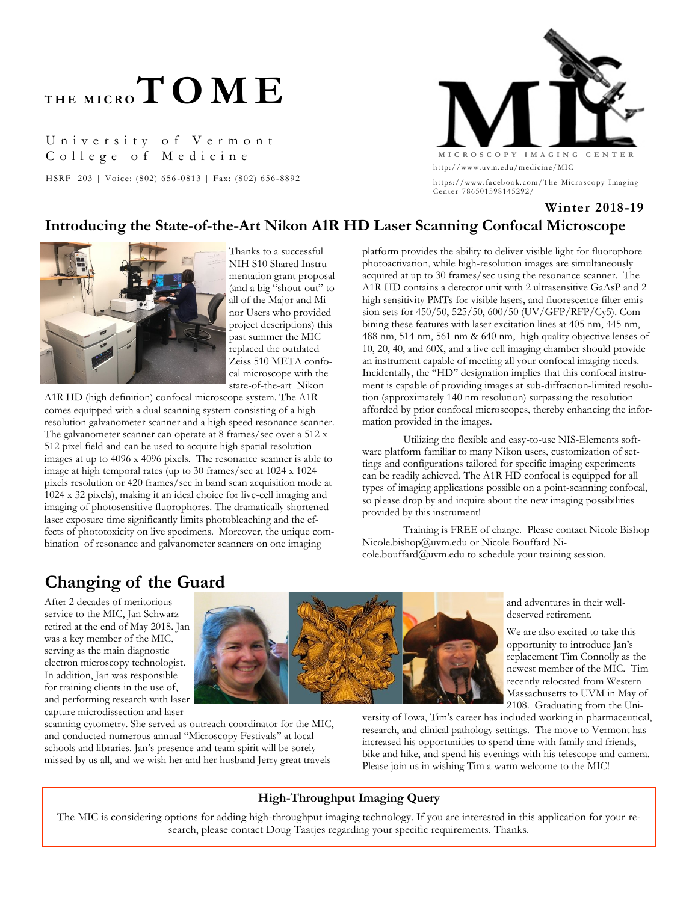# THE MICROTOME

University of Vermont
College of Medicine

HSRF 203 | Voice: (802) 656-0813 | Fax: (802) 656-8892

MICROSCOPY IMAGING CENTER

http://www.uvm.edu/medicine/MIC

https://www.facebook.com/The-Microscopy-Imaging-Center-786501598145292/

**Winter 2018-19**

## Introducing the State-of-the-Art Nikon A1R HD Laser Scanning Confocal Microscope

Thanks to a successful NIH S10 Shared Instrumentation grant proposal (and a big "shout-out" to all of the Major and Minor Users who provided project descriptions) this past summer the MIC replaced the outdated Zeiss 510 META confocal microscope with the state-of-the-art Nikon A1R HD (high definition) confocal microscope system. The A1R comes equipped with a dual scanning system consisting of a high resolution galvanometer scanner and a high speed resonance scanner. The galvanometer scanner can operate at 8 frames/sec over a 512 x 512 pixel field and can be used to acquire high spatial resolution images at up to 4096 x 4096 pixels. The resonance scanner is able to image at high temporal rates (up to 30 frames/sec at 1024 x 1024 pixels resolution or 420 frames/sec in band scan acquisition mode at 1024 x 32 pixels), making it an ideal choice for live-cell imaging and imaging of photosensitive fluorophores. The dramatically shortened laser exposure time significantly limits photobleaching and the effects of phototoxicity on live specimens. Moreover, the unique combination of resonance and galvanometer scanners on one imaging platform provides the ability to deliver visible light for fluorophore photoactivation, while high-resolution images are simultaneously acquired at up to 30 frames/sec using the resonance scanner. The A1R HD contains a detector unit with 2 ultrasensitive GaAsP and 2 high sensitivity PMTs for visible lasers, and fluorescence filter emission sets for 450/50, 525/50, 600/50 (UV/GFP/RFP/Cy5). Combining these features with laser excitation lines at 405 nm, 445 nm, 488 nm, 514 nm, 561 nm & 640 nm, high quality objective lenses of 10, 20, 40, and 60X, and a live cell imaging chamber should provide an instrument capable of meeting all your confocal imaging needs. Incidentally, the "HD" designation implies that this confocal instrument is capable of providing images at sub-diffraction-limited resolution (approximately 140 nm resolution) surpassing the resolution afforded by prior confocal microscopes, thereby enhancing the information provided in the images.

Utilizing the flexible and easy-to-use NIS-Elements software platform familiar to many Nikon users, customization of settings and configurations tailored for specific imaging experiments can be readily achieved. The A1R HD confocal is equipped for all types of imaging applications possible on a point-scanning confocal, so please drop by and inquire about the new imaging possibilities provided by this instrument!

Training is FREE of charge. Please contact Nicole Bishop Nicole.bishop@uvm.edu or Nicole Bouffard Nicole.bouffard@uvm.edu to schedule your training session.

## Changing of the Guard

After 2 decades of meritorious service to the MIC, Jan Schwarz retired at the end of May 2018. Jan was a key member of the MIC, serving as the main diagnostic electron microscopy technologist. In addition, Jan was responsible for training clients in the use of, and performing research with laser capture microdissection and laser scanning cytometry. She served as outreach coordinator for the MIC, and conducted numerous annual "Microscopy Festivals" at local schools and libraries. Jan's presence and team spirit will be sorely missed by us all, and we wish her and her husband Jerry great travels and adventures in their well-deserved retirement.

We are also excited to take this opportunity to introduce Jan's replacement Tim Connolly as the newest member of the MIC. Tim recently relocated from Western Massachusetts to UVM in May of 2108. Graduating from the University of Iowa, Tim's career has included working in pharmaceutical, research, and clinical pathology settings. The move to Vermont has increased his opportunities to spend time with family and friends, bike and hike, and spend his evenings with his telescope and camera. Please join us in wishing Tim a warm welcome to the MIC!

### High-Throughput Imaging Query

The MIC is considering options for adding high-throughput imaging technology. If you are interested in this application for your research, please contact Doug Taatjes regarding your specific requirements. Thanks.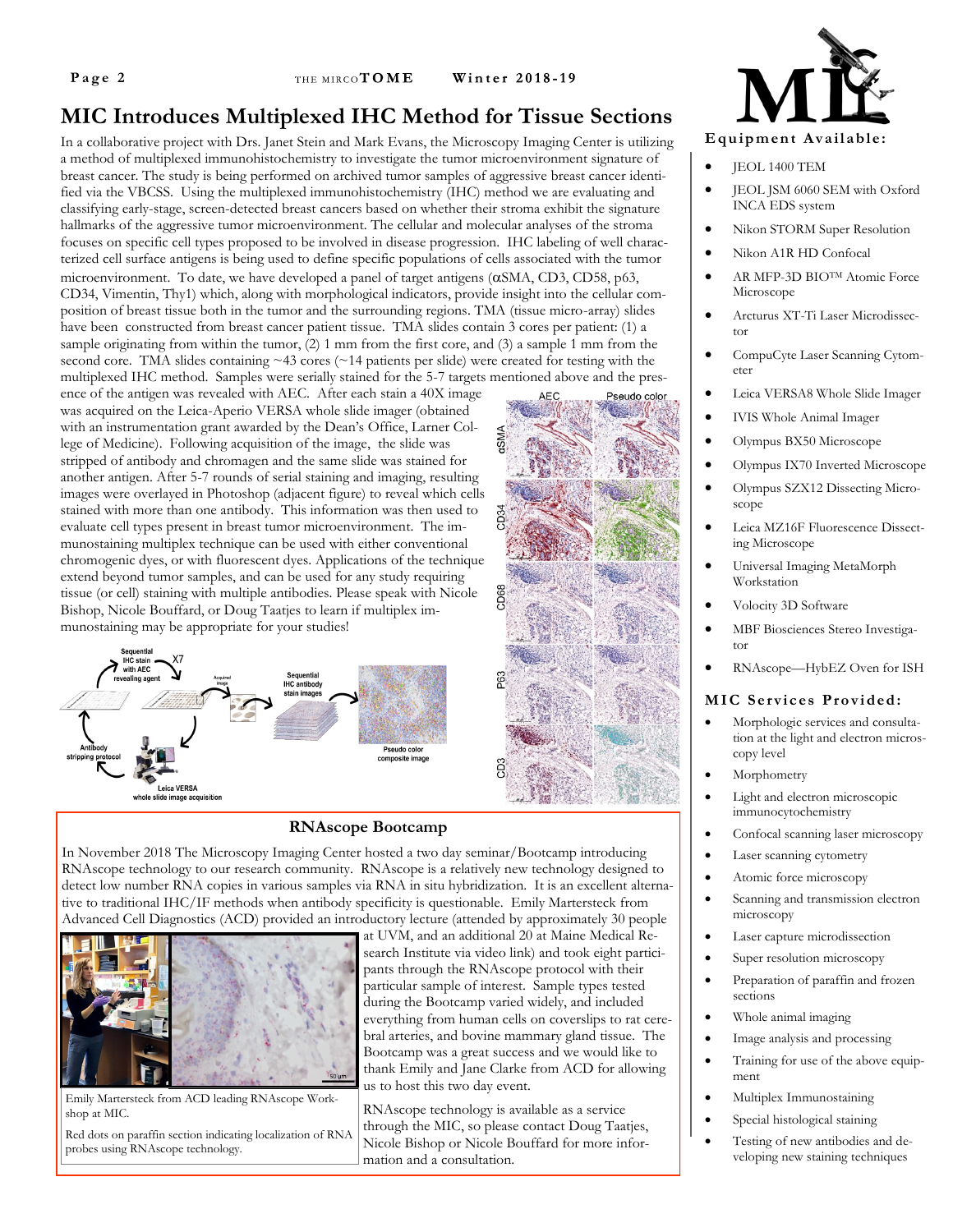## MIC Introduces Multiplexed IHC Method for Tissue Sections

In a collaborative project with Drs. Janet Stein and Mark Evans, the Microscopy Imaging Center is utilizing a method of multiplexed immunohistochemistry to investigate the tumor microenvironment signature of breast cancer. The study is being performed on archived tumor samples of aggressive breast cancer identified via the VBCSS. Using the multiplexed immunohistochemistry (IHC) method we are evaluating and classifying early-stage, screen-detected breast cancers based on whether their stroma exhibit the signature hallmarks of the aggressive tumor microenvironment. The cellular and molecular analyses of the stroma focuses on specific cell types proposed to be involved in disease progression. IHC labeling of well characterized cell surface antigens is being used to define specific populations of cells associated with the tumor microenvironment. To date, we have developed a panel of target antigens (αSMA, CD3, CD58, p63, CD34, Vimentin, Thy1) which, along with morphological indicators, provide insight into the cellular composition of breast tissue both in the tumor and the surrounding regions. TMA (tissue micro-array) slides have been constructed from breast cancer patient tissue. TMA slides contain 3 cores per patient: (1) a sample originating from within the tumor, (2) 1 mm from the first core, and (3) a sample 1 mm from the second core. TMA slides containing ~43 cores (~14 patients per slide) were created for testing with the multiplexed IHC method. Samples were serially stained for the 5-7 targets mentioned above and the presence of the antigen was revealed with AEC. After each stain a 40X image was acquired on the Leica-Aperio VERSA whole slide imager (obtained with an instrumentation grant awarded by the Dean's Office, Larner College of Medicine). Following acquisition of the image, the slide was stripped of antibody and chromagen and the same slide was stained for another antigen. After 5-7 rounds of serial staining and imaging, resulting images were overlayed in Photoshop (adjacent figure) to reveal which cells stained with more than one antibody. This information was then used to evaluate cell types present in breast tumor microenvironment. The immunostaining multiplex technique can be used with either conventional chromogenic dyes, or with fluorescent dyes. Applications of the technique extend beyond tumor samples, and can be used for any study requiring tissue (or cell) staining with multiple antibodies. Please speak with Nicole Bishop, Nicole Bouffard, or Doug Taatjes to learn if multiplex immunostaining may be appropriate for your studies!

Sequential IHC stain with AEC revealing agent
X7
Acquired image
Sequential IHC antibody stain images
Pseudo color composite image
Antibody stripping protocol
Leica VERSA whole slide image acquisition

AEC
Pseudo color
αSMA
CD34
CD68
P63
CD3

### RNAscope Bootcamp

In November 2018 The Microscopy Imaging Center hosted a two day seminar/Bootcamp introducing RNAscope technology to our research community. RNAscope is a relatively new technology designed to detect low number RNA copies in various samples via RNA in situ hybridization. It is an excellent alternative to traditional IHC/IF methods when antibody specificity is questionable. Emily Martersteck from Advanced Cell Diagnostics (ACD) provided an introductory lecture (attended by approximately 30 people at UVM, and an additional 20 at Maine Medical Research Institute via video link) and took eight participants through the RNAscope protocol with their particular sample of interest. Sample types tested during the Bootcamp varied widely, and included everything from human cells on coverslips to rat cerebral arteries, and bovine mammary gland tissue. The Bootcamp was a great success and we would like to thank Emily and Jane Clarke from ACD for allowing us to host this two day event.

50 µm

Emily Marterseck from ACD leading RNAscope Workshop at MIC.

Red dots on paraffin section indicating localization of RNA probes using RNAscope technology.

RNAscope technology is available as a service through the MIC, so please contact Doug Taatjes, Nicole Bishop or Nicole Bouffard for more information and a consultation.

### Equipment Available:

- JEOL 1400 TEM
- JEOL JSM 6060 SEM with Oxford INCA EDS system
- Nikon STORM Super Resolution
- Nikon A1R HD Confocal
- AR MFP-3D BIO™ Atomic Force Microscope
- Arcturus XT-Ti Laser Microdissector
- CompuCyte Laser Scanning Cytometer
- Leica VERSA8 Whole Slide Imager
- IVIS Whole Animal Imager
- Olympus BX50 Microscope
- Olympus IX70 Inverted Microscope
- Olympus SZX12 Dissecting Microscope
- Leica MZ16F Fluorescence Dissecting Microscope
- Universal Imaging MetaMorph Workstation
- Volocity 3D Software
- MBF Biosciences Stereo Investigator
- RNAscope—HybEZ Oven for ISH

### MIC Services Provided:

- Morphologic services and consultation at the light and electron microscopy level
- Morphometry
- Light and electron microscopic immunocytochemistry
- Confocal scanning laser microscopy
- Laser scanning cytometry
- Atomic force microscopy
- Scanning and transmission electron microscopy
- Laser capture microdissection
- Super resolution microscopy
- Preparation of paraffin and frozen sections
- Whole animal imaging
- Image analysis and processing
- Training for use of the above equipment
- Multiplex Immunostaining
- Special histological staining
- Testing of new antibodies and developing new staining techniques